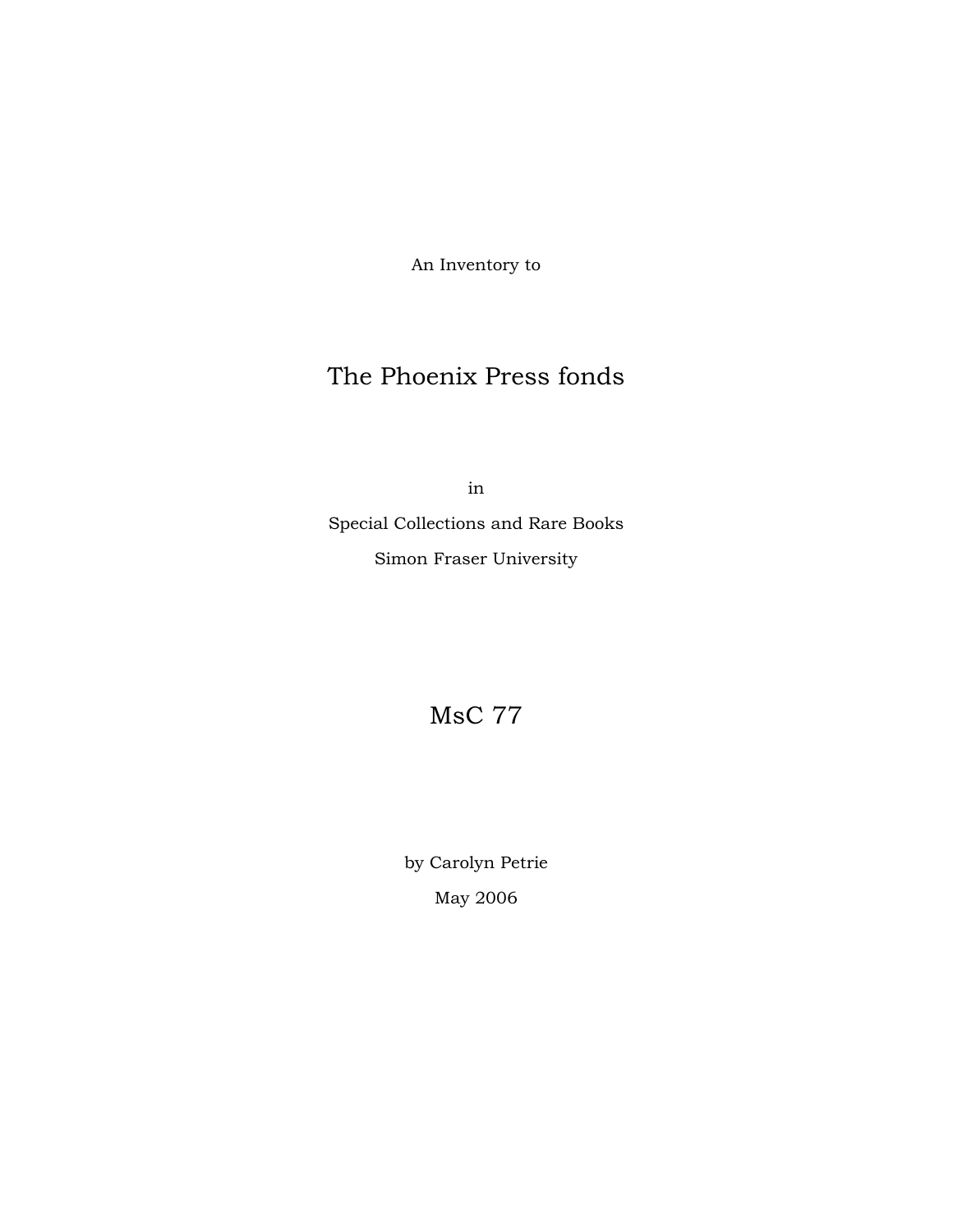An Inventory to

# The Phoenix Press fonds

in

Special Collections and Rare Books

Simon Fraser University

# MsC 77

by Carolyn Petrie

May 2006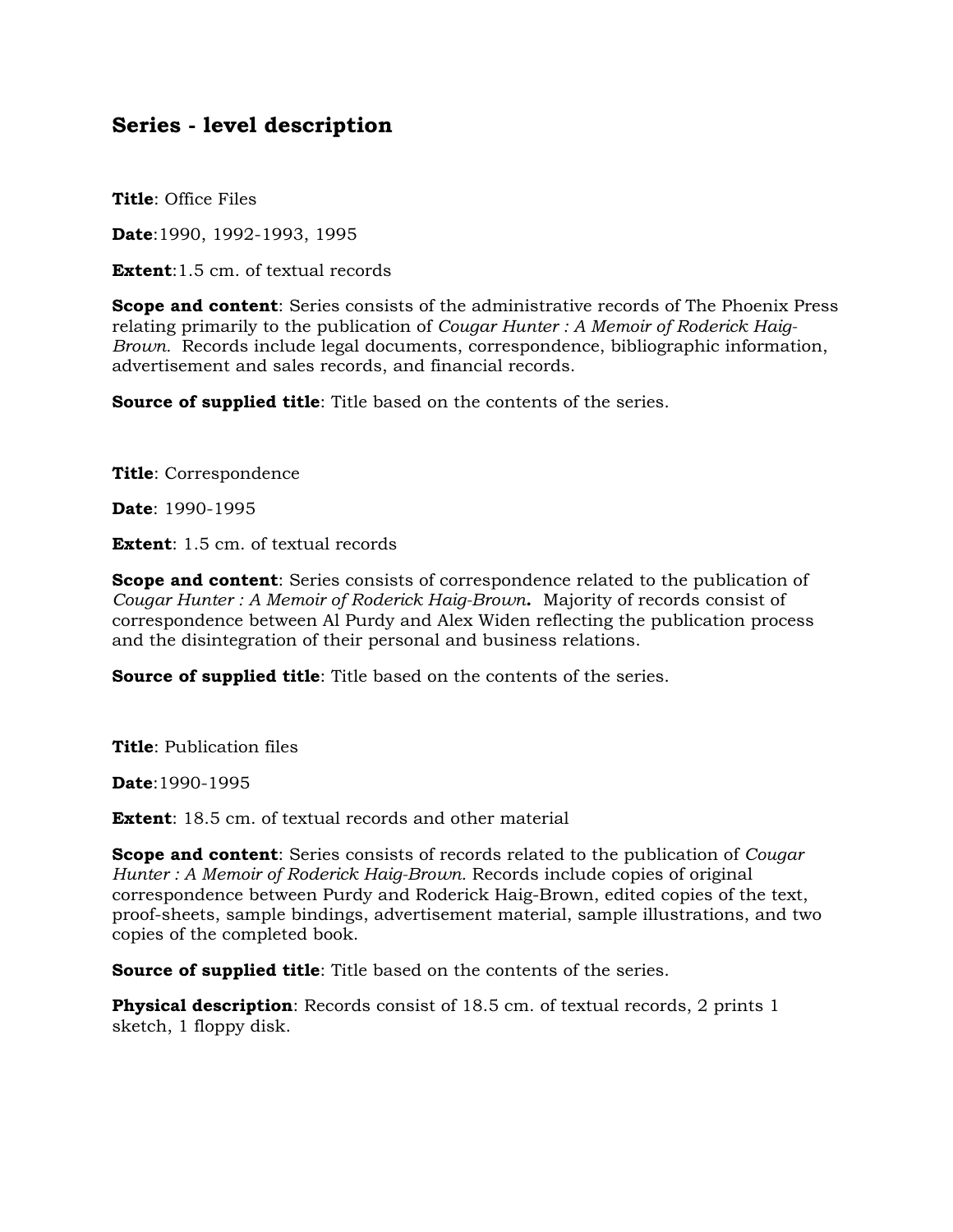## Series - level description

**Title**: Office Files

**Date**:1990, 1992-1993, 1995

**Extent**:1.5 cm. of textual records

**Scope and content**: Series consists of the administrative records of The Phoenix Press relating primarily to the publication of *Cougar Hunter : A Memoir of Roderick Haig-Brown.* Records include legal documents, correspondence, bibliographic information, advertisement and sales records, and financial records.

**Source of supplied title**: Title based on the contents of the series.

**Title**: Correspondence

**Date**: 1990-1995

**Extent**: 1.5 cm. of textual records

**Scope and content**: Series consists of correspondence related to the publication of *Cougar Hunter : A Memoir of Roderick Haig-Brown***.** Majority of records consist of correspondence between Al Purdy and Alex Widen reflecting the publication process and the disintegration of their personal and business relations.

**Source of supplied title**: Title based on the contents of the series.

**Title**: Publication files

**Date**:1990-1995

**Extent**: 18.5 cm. of textual records and other material

**Scope and content**: Series consists of records related to the publication of *Cougar Hunter : A Memoir of Roderick Haig-Brown.* Records include copies of original correspondence between Purdy and Roderick Haig-Brown, edited copies of the text, proof-sheets, sample bindings, advertisement material, sample illustrations, and two copies of the completed book.

**Source of supplied title**: Title based on the contents of the series.

**Physical description**: Records consist of 18.5 cm. of textual records, 2 prints 1 sketch, 1 floppy disk.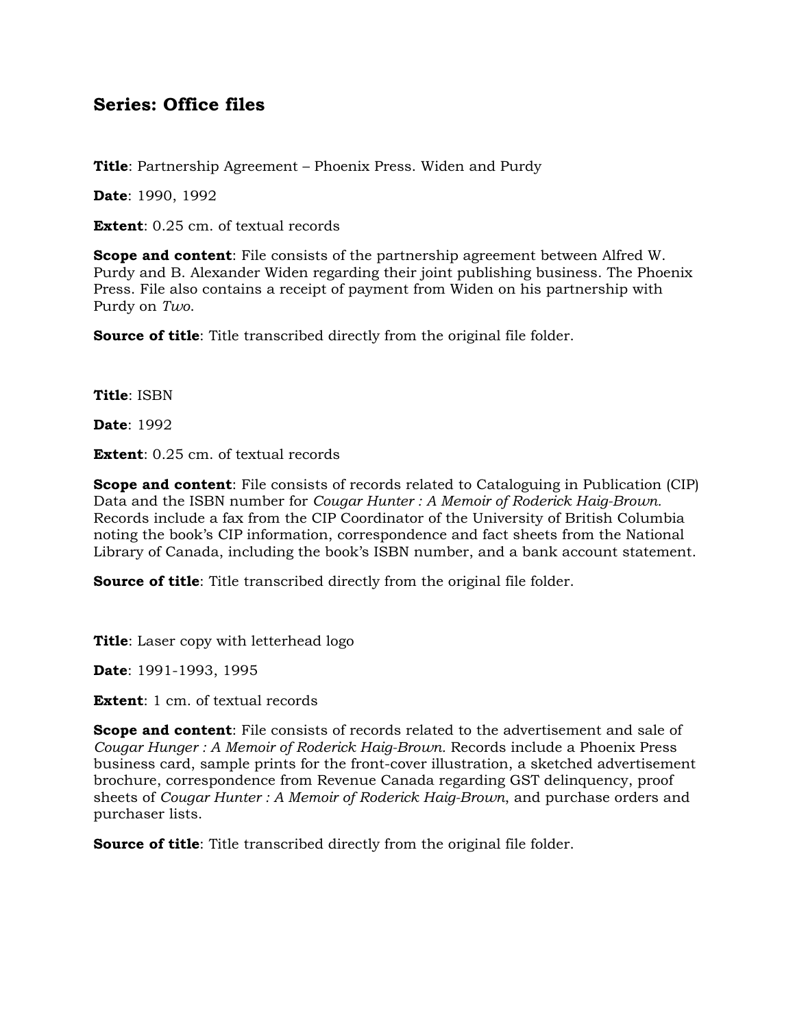## Series: Office files

**Title**: Partnership Agreement – Phoenix Press. Widen and Purdy

**Date**: 1990, 1992

**Extent**: 0.25 cm. of textual records

**Scope and content**: File consists of the partnership agreement between Alfred W. Purdy and B. Alexander Widen regarding their joint publishing business. The Phoenix Press. File also contains a receipt of payment from Widen on his partnership with Purdy on *Two*.

**Source of title**: Title transcribed directly from the original file folder.

**Title**: ISBN

**Date**: 1992

**Extent**: 0.25 cm. of textual records

**Scope and content**: File consists of records related to Cataloguing in Publication (CIP) Data and the ISBN number for *Cougar Hunter : A Memoir of Roderick Haig-Brown.* Records include a fax from the CIP Coordinator of the University of British Columbia noting the book's CIP information, correspondence and fact sheets from the National Library of Canada, including the book's ISBN number, and a bank account statement.

**Source of title**: Title transcribed directly from the original file folder.

**Title**: Laser copy with letterhead logo

**Date**: 1991-1993, 1995

**Extent**: 1 cm. of textual records

**Scope and content**: File consists of records related to the advertisement and sale of *Cougar Hunger : A Memoir of Roderick Haig-Brown.* Records include a Phoenix Press business card, sample prints for the front-cover illustration, a sketched advertisement brochure, correspondence from Revenue Canada regarding GST delinquency, proof sheets of *Cougar Hunter : A Memoir of Roderick Haig-Brown*, and purchase orders and purchaser lists.

**Source of title**: Title transcribed directly from the original file folder.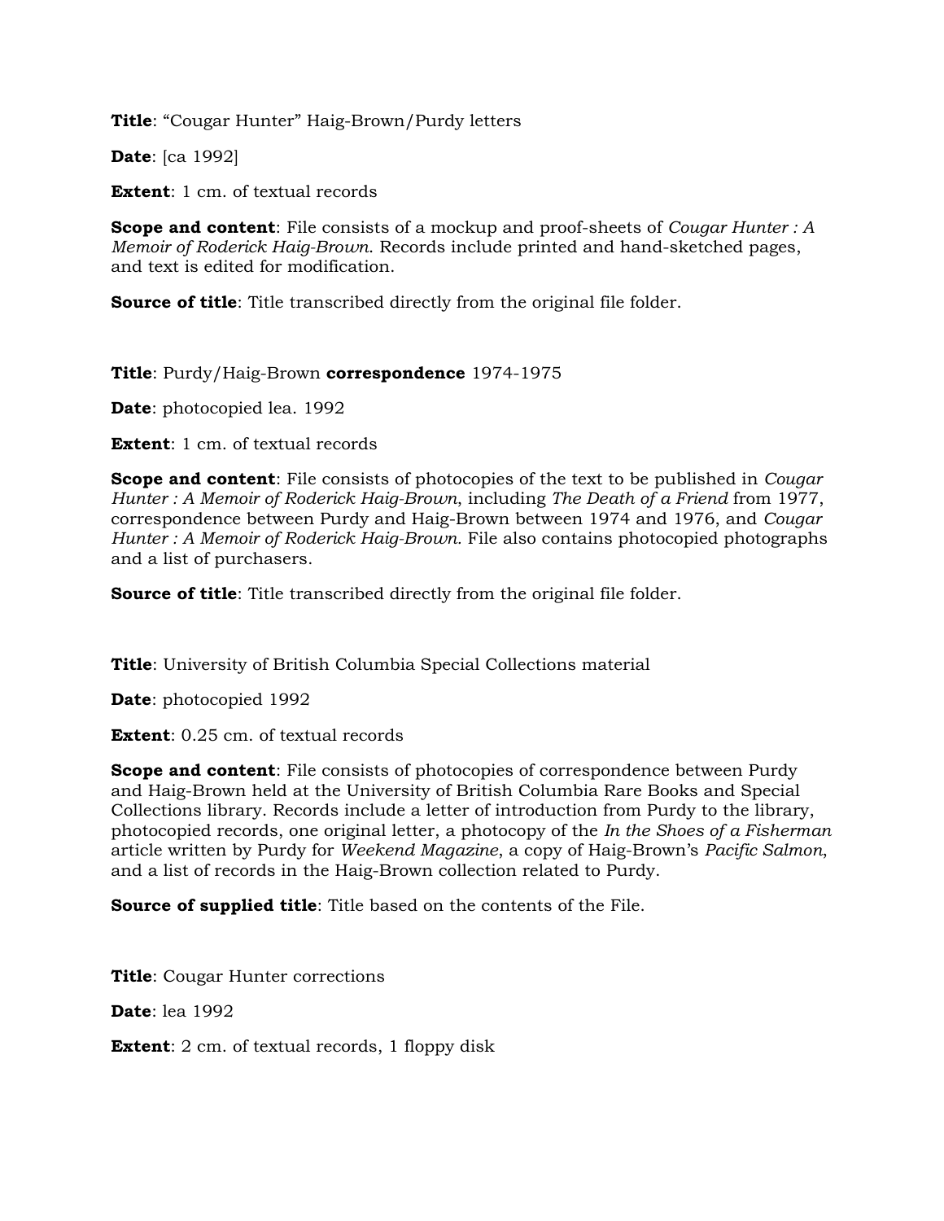**Title**: “Cougar Hunter” Haig-Brown/Purdy letters

**Date**: [ca 1992]

**Extent**: 1 cm. of textual records

**Scope and content**: File consists of a mockup and proof-sheets of *Cougar Hunter : A Memoir of Roderick Haig-Brown*. Records include printed and hand-sketched pages, and text is edited for modification.

**Source of title**: Title transcribed directly from the original file folder.

**Title**: Purdy/Haig-Brown **correspondence** 1974-1975

**Date**: photocopied lea. 1992

**Extent**: 1 cm. of textual records

**Scope and content**: File consists of photocopies of the text to be published in *Cougar Hunter : A Memoir of Roderick Haig-Brown*, including *The Death of a Friend* from 1977, correspondence between Purdy and Haig-Brown between 1974 and 1976, and *Cougar Hunter : A Memoir of Roderick Haig-Brown.* File also contains photocopied photographs and a list of purchasers.

**Source of title**: Title transcribed directly from the original file folder.

**Title**: University of British Columbia Special Collections material

**Date**: photocopied 1992

**Extent**: 0.25 cm. of textual records

**Scope and content**: File consists of photocopies of correspondence between Purdy and Haig-Brown held at the University of British Columbia Rare Books and Special Collections library. Records include a letter of introduction from Purdy to the library, photocopied records, one original letter, a photocopy of the *In the Shoes of a Fisherman* article written by Purdy for *Weekend Magazine*, a copy of Haig-Brown’s *Pacific Salmon*, and a list of records in the Haig-Brown collection related to Purdy.

**Source of supplied title**: Title based on the contents of the File.

**Title**: Cougar Hunter corrections

**Date**: lea 1992

**Extent**: 2 cm. of textual records, 1 floppy disk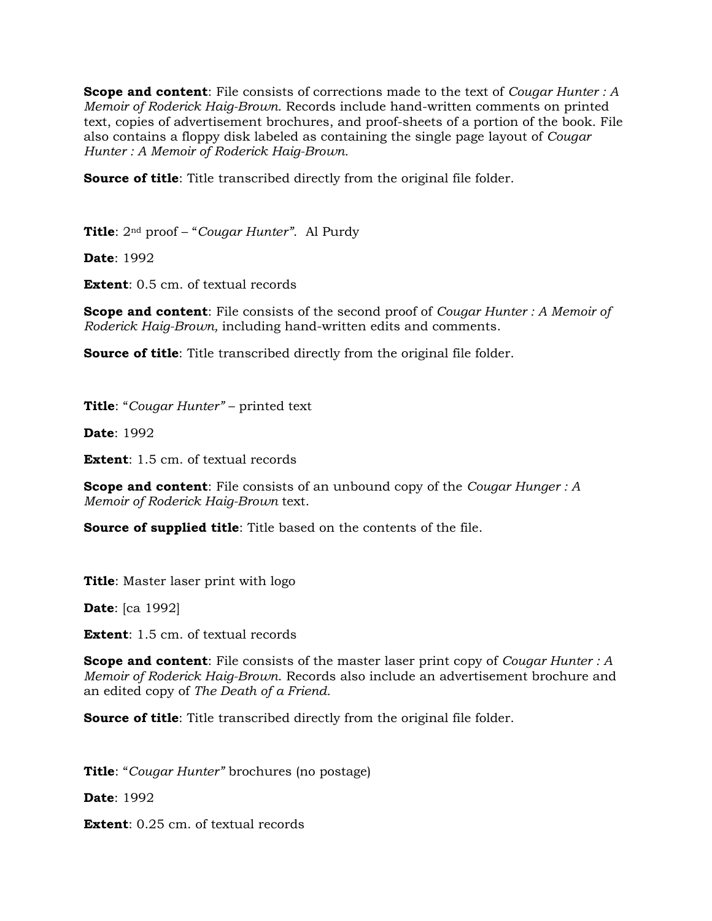**Scope and content**: File consists of corrections made to the text of *Cougar Hunter : A Memoir of Roderick Haig-Brown.* Records include hand-written comments on printed text, copies of advertisement brochures, and proof-sheets of a portion of the book. File also contains a floppy disk labeled as containing the single page layout of *Cougar Hunter : A Memoir of Roderick Haig-Brown.*

**Source of title**: Title transcribed directly from the original file folder.

**Title**: 2nd proof – "*Cougar Hunter"*. Al Purdy

**Date**: 1992

**Extent**: 0.5 cm. of textual records

**Scope and content**: File consists of the second proof of *Cougar Hunter : A Memoir of Roderick Haig-Brown,* including hand-written edits and comments.

**Source of title**: Title transcribed directly from the original file folder.

**Title**: "*Cougar Hunter"* – printed text

**Date**: 1992

**Extent**: 1.5 cm. of textual records

**Scope and content**: File consists of an unbound copy of the *Cougar Hunger : A Memoir of Roderick Haig-Brown* text.

**Source of supplied title**: Title based on the contents of the file.

**Title**: Master laser print with logo

**Date**: [ca 1992]

**Extent**: 1.5 cm. of textual records

**Scope and content**: File consists of the master laser print copy of *Cougar Hunter : A Memoir of Roderick Haig-Brown.* Records also include an advertisement brochure and an edited copy of *The Death of a Friend.*

**Source of title**: Title transcribed directly from the original file folder.

**Title**: "*Cougar Hunter"* brochures (no postage)

**Date**: 1992

**Extent**: 0.25 cm. of textual records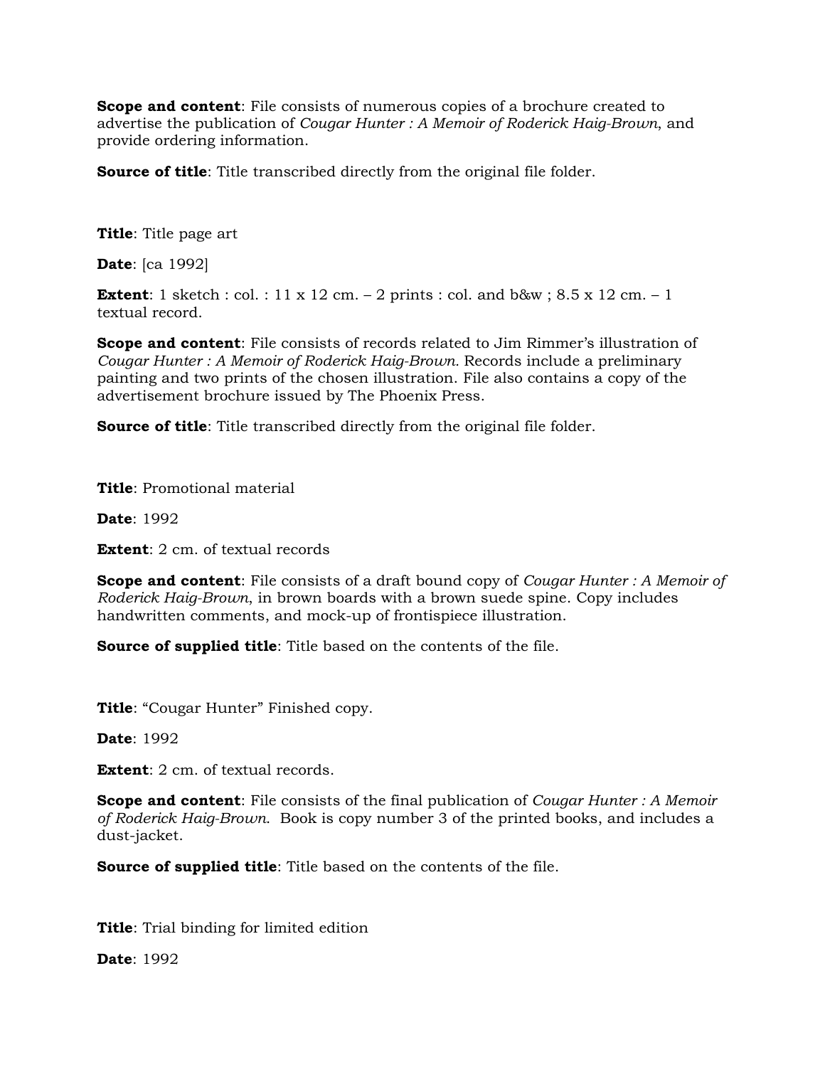**Scope and content**: File consists of numerous copies of a brochure created to advertise the publication of *Cougar Hunter : A Memoir of Roderick Haig-Brown*, and provide ordering information.

**Source of title**: Title transcribed directly from the original file folder.

**Title**: Title page art

**Date**: [ca 1992]

**Extent**: 1 sketch : col. : 11 x 12 cm. – 2 prints : col. and b&w ; 8.5 x 12 cm. – 1 textual record.

**Scope and content**: File consists of records related to Jim Rimmer's illustration of *Cougar Hunter : A Memoir of Roderick Haig-Brown.* Records include a preliminary painting and two prints of the chosen illustration. File also contains a copy of the advertisement brochure issued by The Phoenix Press.

**Source of title**: Title transcribed directly from the original file folder.

**Title**: Promotional material

**Date**: 1992

**Extent**: 2 cm. of textual records

**Scope and content**: File consists of a draft bound copy of *Cougar Hunter : A Memoir of Roderick Haig-Brown*, in brown boards with a brown suede spine. Copy includes handwritten comments, and mock-up of frontispiece illustration.

**Source of supplied title**: Title based on the contents of the file.

**Title**: "Cougar Hunter" Finished copy.

**Date**: 1992

**Extent**: 2 cm. of textual records.

**Scope and content**: File consists of the final publication of *Cougar Hunter : A Memoir of Roderick Haig-Brown.* Book is copy number 3 of the printed books, and includes a dust-jacket.

**Source of supplied title**: Title based on the contents of the file.

**Title**: Trial binding for limited edition

**Date**: 1992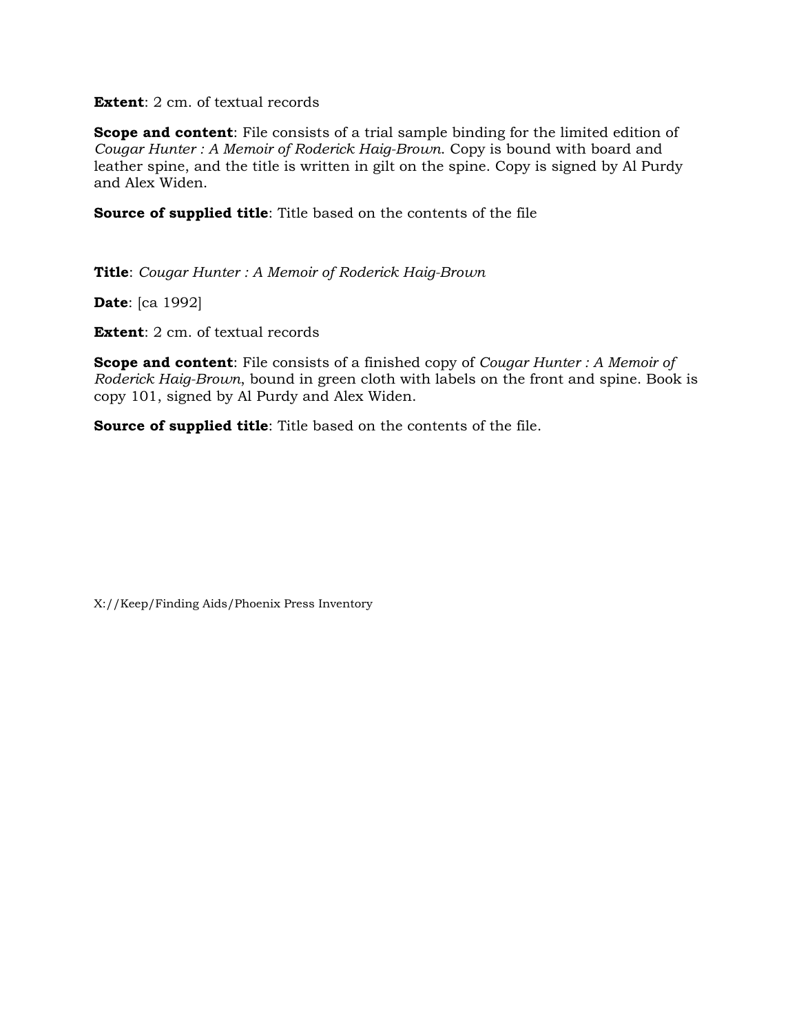**Extent**: 2 cm. of textual records

**Scope and content**: File consists of a trial sample binding for the limited edition of *Cougar Hunter : A Memoir of Roderick Haig-Brown*. Copy is bound with board and leather spine, and the title is written in gilt on the spine. Copy is signed by Al Purdy and Alex Widen.

**Source of supplied title**: Title based on the contents of the file

**Title**: *Cougar Hunter : A Memoir of Roderick Haig-Brown*

**Date**: [ca 1992]

**Extent**: 2 cm. of textual records

**Scope and content**: File consists of a finished copy of *Cougar Hunter : A Memoir of Roderick Haig-Brown*, bound in green cloth with labels on the front and spine. Book is copy 101, signed by Al Purdy and Alex Widen.

**Source of supplied title**: Title based on the contents of the file.

X://Keep/Finding Aids/Phoenix Press Inventory